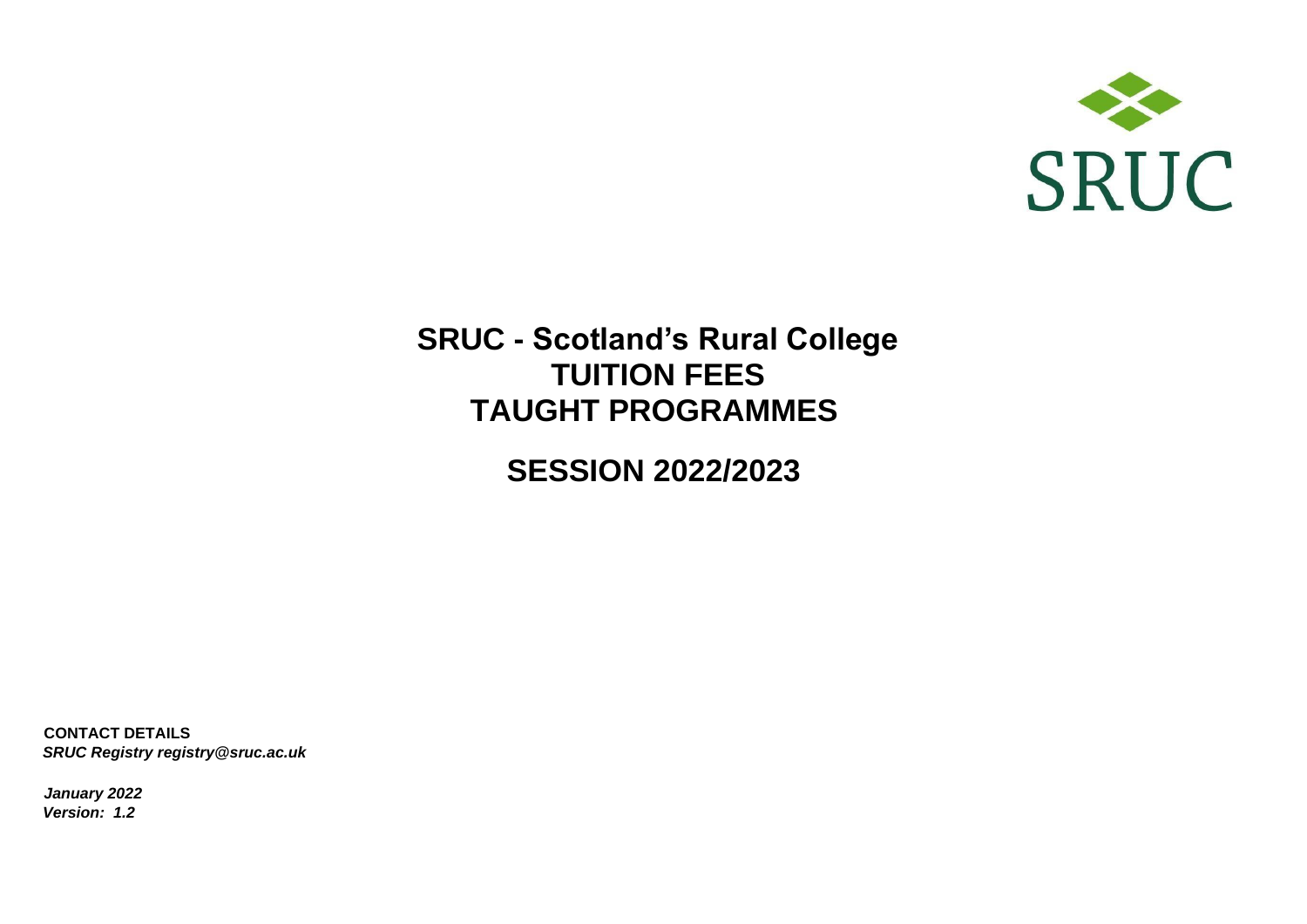SRUC

# SRUC - Scotland's Rural College
# TUITION FEES
# TAUGHT PROGRAMMES

## SESSION 2022/2023

**CONTACT DETAILS**
***SRUC Registry registry@sruc.ac.uk***

***January 2022***
***Version: 1.2***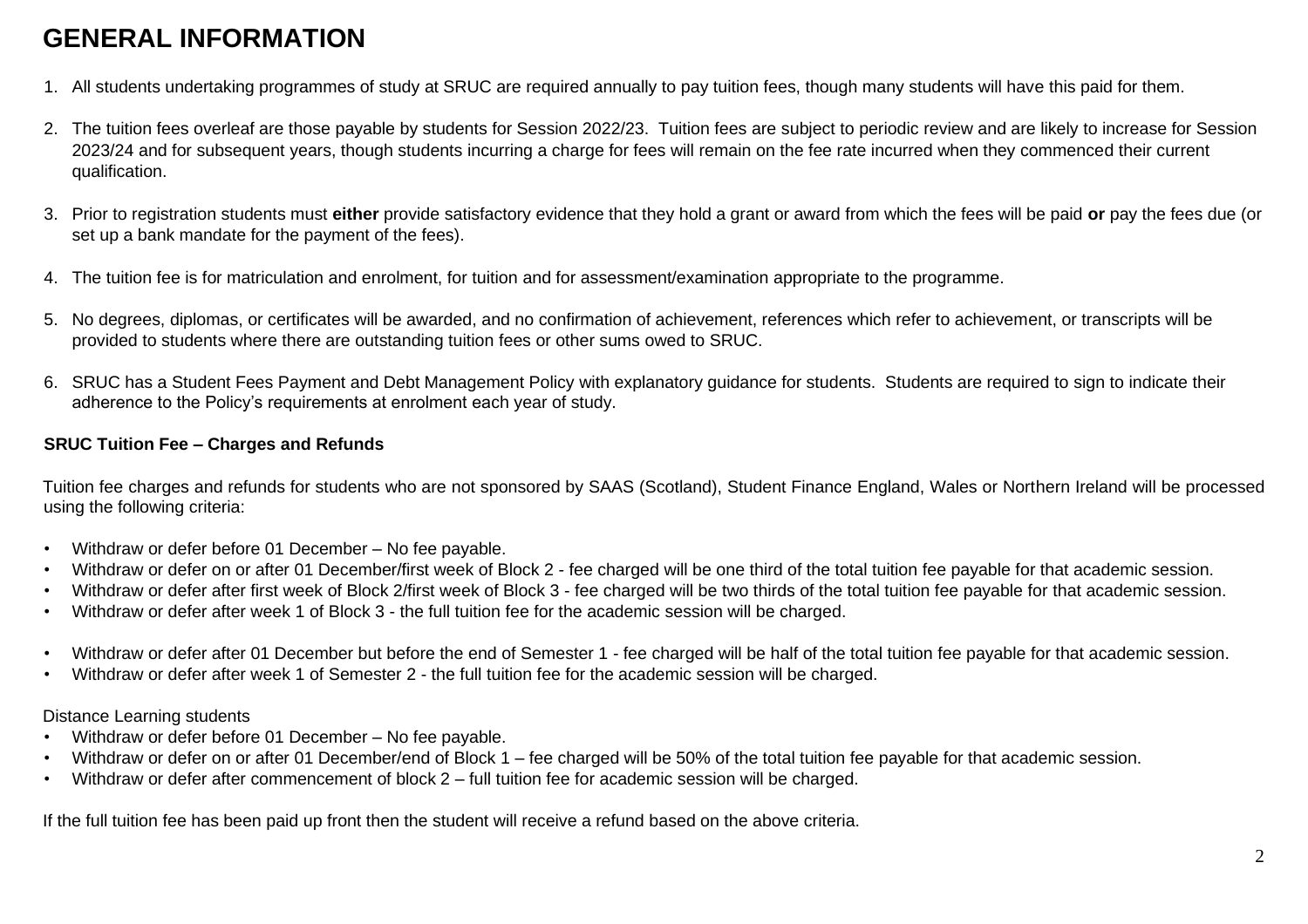# GENERAL INFORMATION

1. All students undertaking programmes of study at SRUC are required annually to pay tuition fees, though many students will have this paid for them.

2. The tuition fees overleaf are those payable by students for Session 2022/23. Tuition fees are subject to periodic review and are likely to increase for Session 2023/24 and for subsequent years, though students incurring a charge for fees will remain on the fee rate incurred when they commenced their current qualification.

3. Prior to registration students must **either** provide satisfactory evidence that they hold a grant or award from which the fees will be paid **or** pay the fees due (or set up a bank mandate for the payment of the fees).

4. The tuition fee is for matriculation and enrolment, for tuition and for assessment/examination appropriate to the programme.

5. No degrees, diplomas, or certificates will be awarded, and no confirmation of achievement, references which refer to achievement, or transcripts will be provided to students where there are outstanding tuition fees or other sums owed to SRUC.

6. SRUC has a Student Fees Payment and Debt Management Policy with explanatory guidance for students. Students are required to sign to indicate their adherence to the Policy's requirements at enrolment each year of study.

**SRUC Tuition Fee – Charges and Refunds**

Tuition fee charges and refunds for students who are not sponsored by SAAS (Scotland), Student Finance England, Wales or Northern Ireland will be processed using the following criteria:

- Withdraw or defer before 01 December – No fee payable.
- Withdraw or defer on or after 01 December/first week of Block 2 - fee charged will be one third of the total tuition fee payable for that academic session.
- Withdraw or defer after first week of Block 2/first week of Block 3 - fee charged will be two thirds of the total tuition fee payable for that academic session.
- Withdraw or defer after week 1 of Block 3 - the full tuition fee for the academic session will be charged.

- Withdraw or defer after 01 December but before the end of Semester 1 - fee charged will be half of the total tuition fee payable for that academic session.
- Withdraw or defer after week 1 of Semester 2 - the full tuition fee for the academic session will be charged.

Distance Learning students

- Withdraw or defer before 01 December – No fee payable.
- Withdraw or defer on or after 01 December/end of Block 1 – fee charged will be 50% of the total tuition fee payable for that academic session.
- Withdraw or defer after commencement of block 2 – full tuition fee for academic session will be charged.

If the full tuition fee has been paid up front then the student will receive a refund based on the above criteria.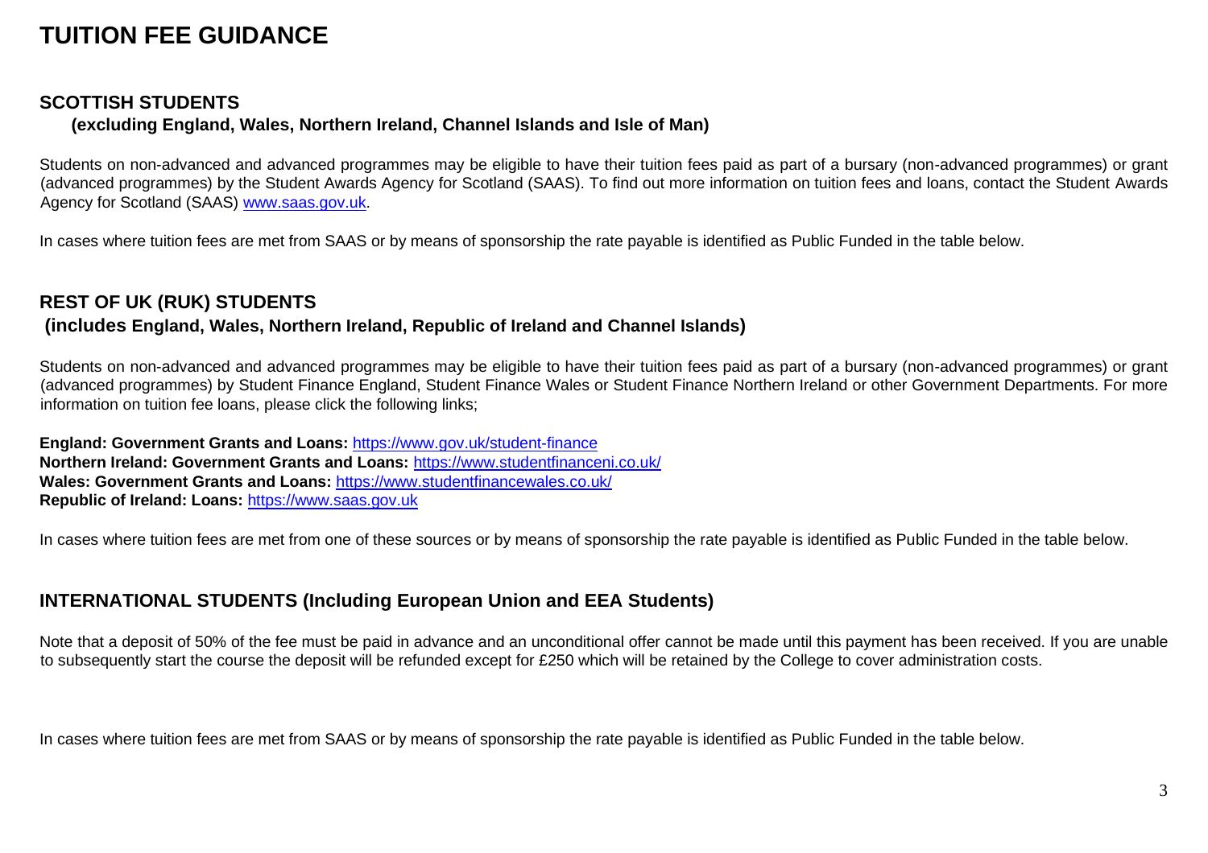# TUITION FEE GUIDANCE

## SCOTTISH STUDENTS

**(excluding England, Wales, Northern Ireland, Channel Islands and Isle of Man)**

Students on non-advanced and advanced programmes may be eligible to have their tuition fees paid as part of a bursary (non-advanced programmes) or grant (advanced programmes) by the Student Awards Agency for Scotland (SAAS). To find out more information on tuition fees and loans, contact the Student Awards Agency for Scotland (SAAS) www.saas.gov.uk.

In cases where tuition fees are met from SAAS or by means of sponsorship the rate payable is identified as Public Funded in the table below.

## REST OF UK (RUK) STUDENTS

**(includes England, Wales, Northern Ireland, Republic of Ireland and Channel Islands)**

Students on non-advanced and advanced programmes may be eligible to have their tuition fees paid as part of a bursary (non-advanced programmes) or grant (advanced programmes) by Student Finance England, Student Finance Wales or Student Finance Northern Ireland or other Government Departments. For more information on tuition fee loans, please click the following links;

**England: Government Grants and Loans:** https://www.gov.uk/student-finance
**Northern Ireland: Government Grants and Loans:** https://www.studentfinanceni.co.uk/
**Wales: Government Grants and Loans:** https://www.studentfinancewales.co.uk/
**Republic of Ireland: Loans:** https://www.saas.gov.uk

In cases where tuition fees are met from one of these sources or by means of sponsorship the rate payable is identified as Public Funded in the table below.

## INTERNATIONAL STUDENTS (Including European Union and EEA Students)

Note that a deposit of 50% of the fee must be paid in advance and an unconditional offer cannot be made until this payment has been received. If you are unable to subsequently start the course the deposit will be refunded except for £250 which will be retained by the College to cover administration costs.

In cases where tuition fees are met from SAAS or by means of sponsorship the rate payable is identified as Public Funded in the table below.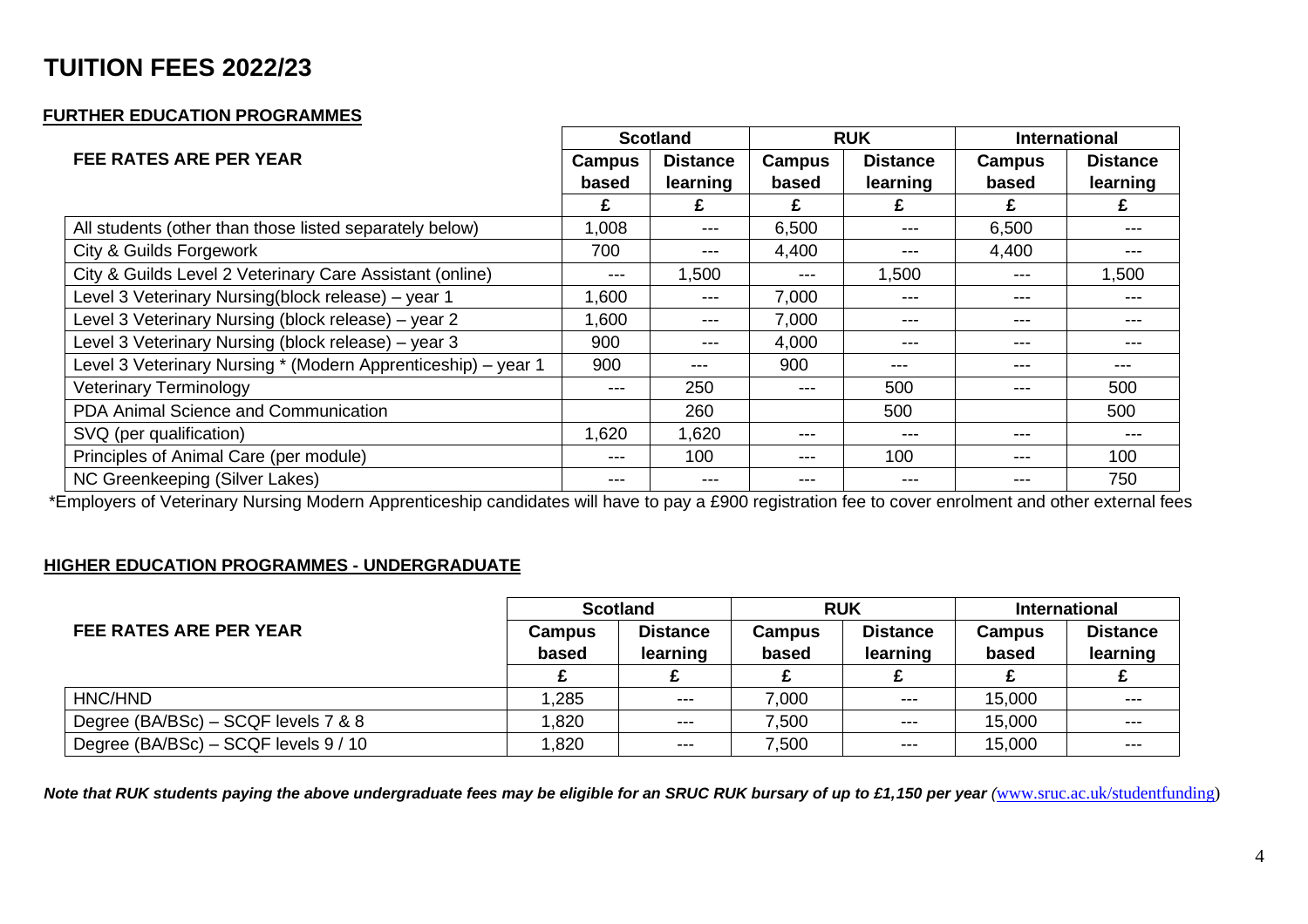# TUITION FEES 2022/23

## FURTHER EDUCATION PROGRAMMES

| FEE RATES ARE PER YEAR | Scotland | | RUK | | International | |
|---|---|---|---|---|---|---|
| | Campus based | Distance learning | Campus based | Distance learning | Campus based | Distance learning |
| | £ | £ | £ | £ | £ | £ |
| All students (other than those listed separately below) | 1,008 | --- | 6,500 | --- | 6,500 | --- |
| City & Guilds Forgework | 700 | --- | 4,400 | --- | 4,400 | --- |
| City & Guilds Level 2 Veterinary Care Assistant (online) | --- | 1,500 | --- | 1,500 | --- | 1,500 |
| Level 3 Veterinary Nursing(block release) – year 1 | 1,600 | --- | 7,000 | --- | --- | --- |
| Level 3 Veterinary Nursing (block release) – year 2 | 1,600 | --- | 7,000 | --- | --- | --- |
| Level 3 Veterinary Nursing (block release) – year 3 | 900 | --- | 4,000 | --- | --- | --- |
| Level 3 Veterinary Nursing * (Modern Apprenticeship) – year 1 | 900 | --- | 900 | --- | --- | --- |
| Veterinary Terminology | --- | 250 | --- | 500 | --- | 500 |
| PDA Animal Science and Communication | | 260 | | 500 | | 500 |
| SVQ (per qualification) | 1,620 | 1,620 | --- | --- | --- | --- |
| Principles of Animal Care (per module) | --- | 100 | --- | 100 | --- | 100 |
| NC Greenkeeping (Silver Lakes) | --- | --- | --- | --- | --- | 750 |

*Employers of Veterinary Nursing Modern Apprenticeship candidates will have to pay a £900 registration fee to cover enrolment and other external fees

## HIGHER EDUCATION PROGRAMMES - UNDERGRADUATE

| FEE RATES ARE PER YEAR | Scotland | | RUK | | International | |
|---|---|---|---|---|---|---|
| | Campus based | Distance learning | Campus based | Distance learning | Campus based | Distance learning |
| | £ | £ | £ | £ | £ | £ |
| HNC/HND | 1,285 | --- | 7,000 | --- | 15,000 | --- |
| Degree (BA/BSc) – SCQF levels 7 & 8 | 1,820 | --- | 7,500 | --- | 15,000 | --- |
| Degree (BA/BSc) – SCQF levels 9 / 10 | 1,820 | --- | 7,500 | --- | 15,000 | --- |

***Note that RUK students paying the above undergraduate fees may be eligible for an SRUC RUK bursary of up to £1,150 per year*** *(*www.sruc.ac.uk/studentfunding)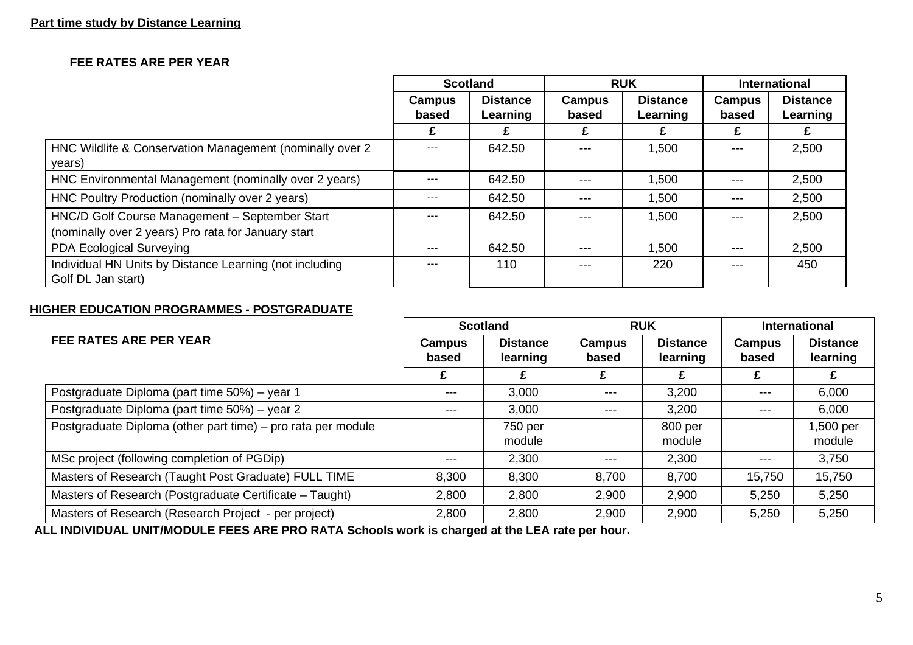**Part time study by Distance Learning**

**FEE RATES ARE PER YEAR**

| | Scotland | | RUK | | International | |
|---|---|---|---|---|---|---|
| | Campus based | Distance Learning | Campus based | Distance Learning | Campus based | Distance Learning |
| | £ | £ | £ | £ | £ | £ |
| HNC Wildlife & Conservation Management (nominally over 2 years) | --- | 642.50 | --- | 1,500 | --- | 2,500 |
| HNC Environmental Management (nominally over 2 years) | --- | 642.50 | --- | 1,500 | --- | 2,500 |
| HNC Poultry Production (nominally over 2 years) | --- | 642.50 | --- | 1,500 | --- | 2,500 |
| HNC/D Golf Course Management – September Start (nominally over 2 years) Pro rata for January start | --- | 642.50 | --- | 1,500 | --- | 2,500 |
| PDA Ecological Surveying | --- | 642.50 | --- | 1,500 | --- | 2,500 |
| Individual HN Units by Distance Learning (not including Golf DL Jan start) | --- | 110 | --- | 220 | --- | 450 |

**HIGHER EDUCATION PROGRAMMES - POSTGRADUATE**

| FEE RATES ARE PER YEAR | Scotland | | RUK | | International | |
|---|---|---|---|---|---|---|
| | Campus based | Distance learning | Campus based | Distance learning | Campus based | Distance learning |
| | £ | £ | £ | £ | £ | £ |
| Postgraduate Diploma (part time 50%) – year 1 | --- | 3,000 | --- | 3,200 | --- | 6,000 |
| Postgraduate Diploma (part time 50%) – year 2 | --- | 3,000 | --- | 3,200 | --- | 6,000 |
| Postgraduate Diploma (other part time) – pro rata per module | | 750 per module | | 800 per module | | 1,500 per module |
| MSc project (following completion of PGDip) | --- | 2,300 | --- | 2,300 | --- | 3,750 |
| Masters of Research (Taught Post Graduate) FULL TIME | 8,300 | 8,300 | 8,700 | 8,700 | 15,750 | 15,750 |
| Masters of Research (Postgraduate Certificate – Taught) | 2,800 | 2,800 | 2,900 | 2,900 | 5,250 | 5,250 |
| Masters of Research (Research Project - per project) | 2,800 | 2,800 | 2,900 | 2,900 | 5,250 | 5,250 |

**ALL INDIVIDUAL UNIT/MODULE FEES ARE PRO RATA Schools work is charged at the LEA rate per hour.**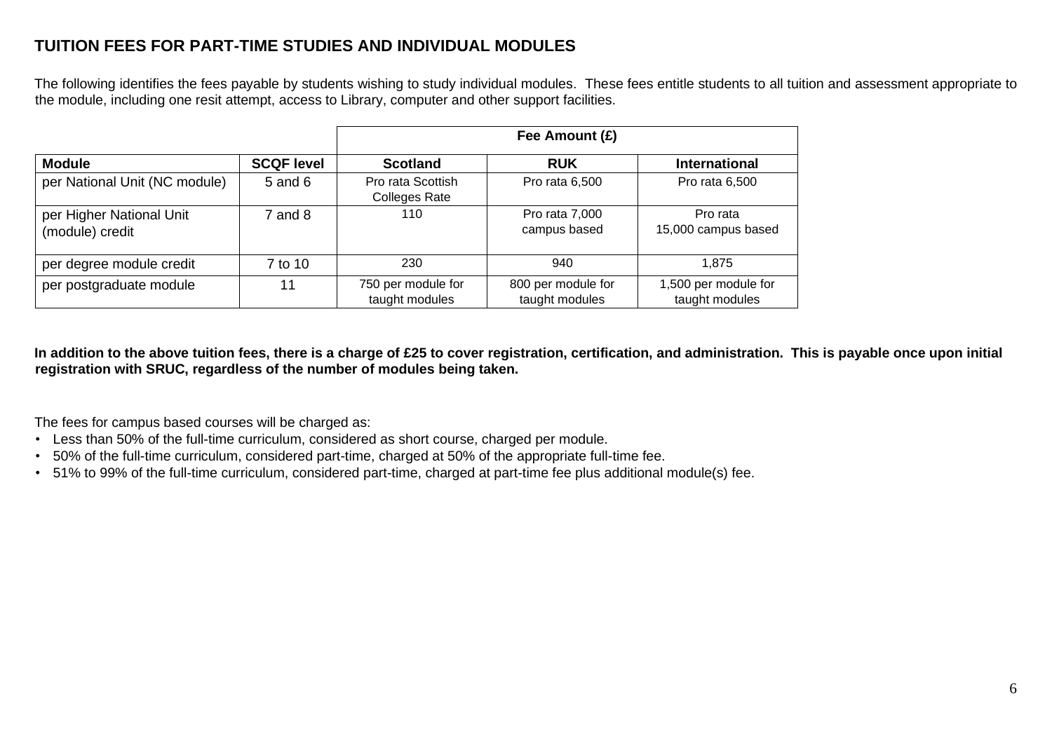## TUITION FEES FOR PART-TIME STUDIES AND INDIVIDUAL MODULES

The following identifies the fees payable by students wishing to study individual modules. These fees entitle students to all tuition and assessment appropriate to the module, including one resit attempt, access to Library, computer and other support facilities.

| | | Fee Amount (£) | | |
|---|---|---|---|---|
| **Module** | **SCQF level** | **Scotland** | **RUK** | **International** |
| per National Unit (NC module) | 5 and 6 | Pro rata Scottish Colleges Rate | Pro rata 6,500 | Pro rata 6,500 |
| per Higher National Unit (module) credit | 7 and 8 | 110 | Pro rata 7,000 campus based | Pro rata 15,000 campus based |
| per degree module credit | 7 to 10 | 230 | 940 | 1,875 |
| per postgraduate module | 11 | 750 per module for taught modules | 800 per module for taught modules | 1,500 per module for taught modules |

**In addition to the above tuition fees, there is a charge of £25 to cover registration, certification, and administration. This is payable once upon initial registration with SRUC, regardless of the number of modules being taken.**

The fees for campus based courses will be charged as:

- Less than 50% of the full-time curriculum, considered as short course, charged per module.
- 50% of the full-time curriculum, considered part-time, charged at 50% of the appropriate full-time fee.
- 51% to 99% of the full-time curriculum, considered part-time, charged at part-time fee plus additional module(s) fee.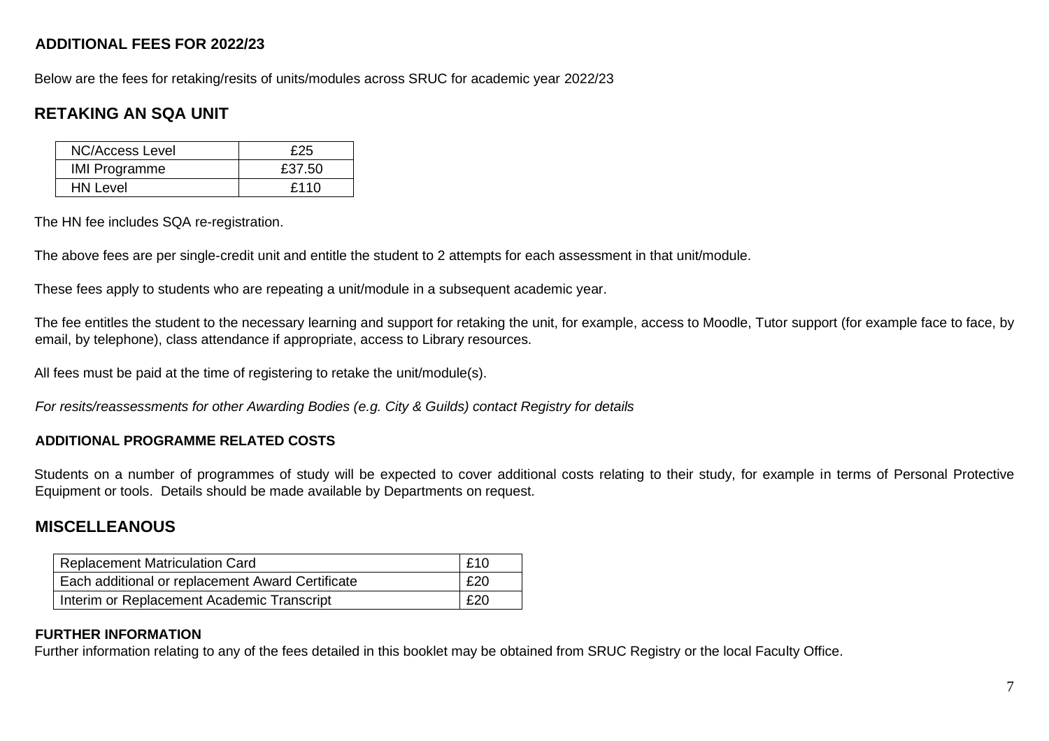**ADDITIONAL FEES FOR 2022/23**

Below are the fees for retaking/resits of units/modules across SRUC for academic year 2022/23

## RETAKING AN SQA UNIT

| | |
|---|---|
| NC/Access Level | £25 |
| IMI Programme | £37.50 |
| HN Level | £110 |

The HN fee includes SQA re-registration.

The above fees are per single-credit unit and entitle the student to 2 attempts for each assessment in that unit/module.

These fees apply to students who are repeating a unit/module in a subsequent academic year.

The fee entitles the student to the necessary learning and support for retaking the unit, for example, access to Moodle, Tutor support (for example face to face, by email, by telephone), class attendance if appropriate, access to Library resources.

All fees must be paid at the time of registering to retake the unit/module(s).

*For resits/reassessments for other Awarding Bodies (e.g. City & Guilds) contact Registry for details*

**ADDITIONAL PROGRAMME RELATED COSTS**

Students on a number of programmes of study will be expected to cover additional costs relating to their study, for example in terms of Personal Protective Equipment or tools. Details should be made available by Departments on request.

## MISCELLEANOUS

| | |
|---|---|
| Replacement Matriculation Card | £10 |
| Each additional or replacement Award Certificate | £20 |
| Interim or Replacement Academic Transcript | £20 |

**FURTHER INFORMATION**

Further information relating to any of the fees detailed in this booklet may be obtained from SRUC Registry or the local Faculty Office.